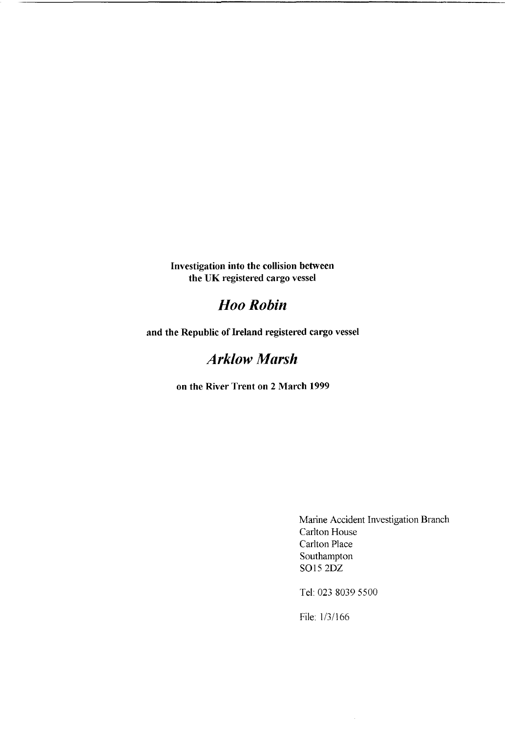**Investigation into the collision between the UK registered cargo vessel**

# *Hoo Robin*

**and the Republic of Ireland registered cargo vessel**

# *Arklow Marsh*

**on the River Trent on 2 March 1999**

Marine Accident Investigation Branch
Carlton House
Carlton Place
Southampton
SO15 2DZ

Tel: 023 8039 5500

File: 1/3/166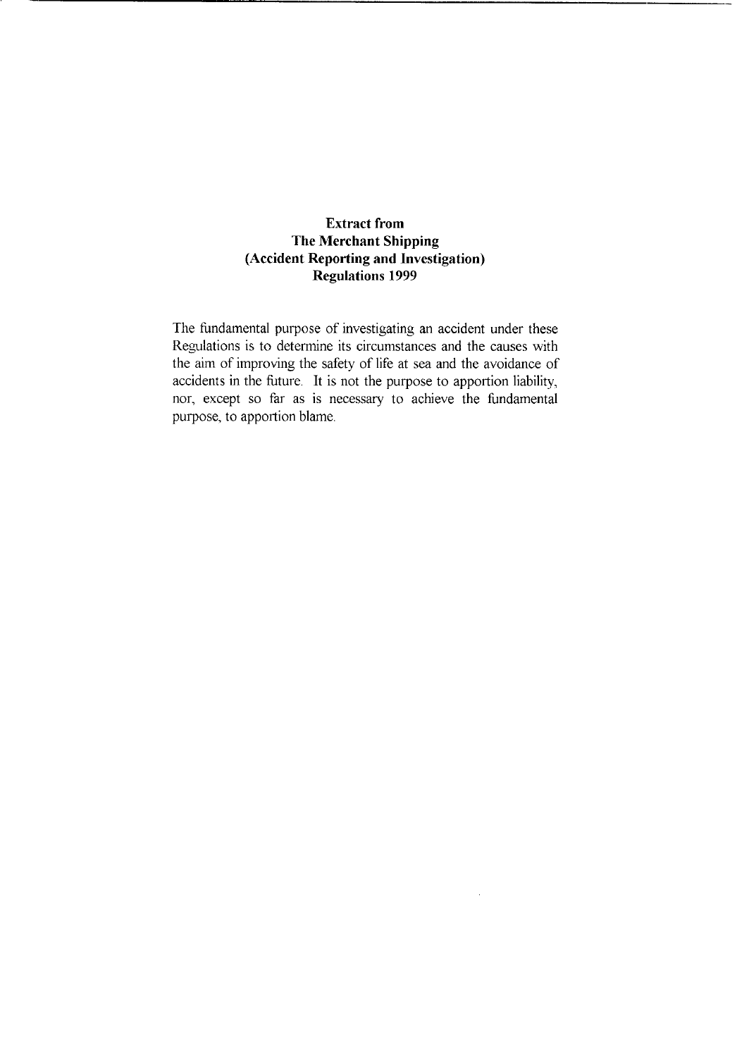**Extract from**
**The Merchant Shipping**
**(Accident Reporting and Investigation)**
**Regulations 1999**

The fundamental purpose of investigating an accident under these Regulations is to determine its circumstances and the causes with the aim of improving the safety of life at sea and the avoidance of accidents in the future. It is not the purpose to apportion liability, nor, except so far as is necessary to achieve the fundamental purpose, to apportion blame.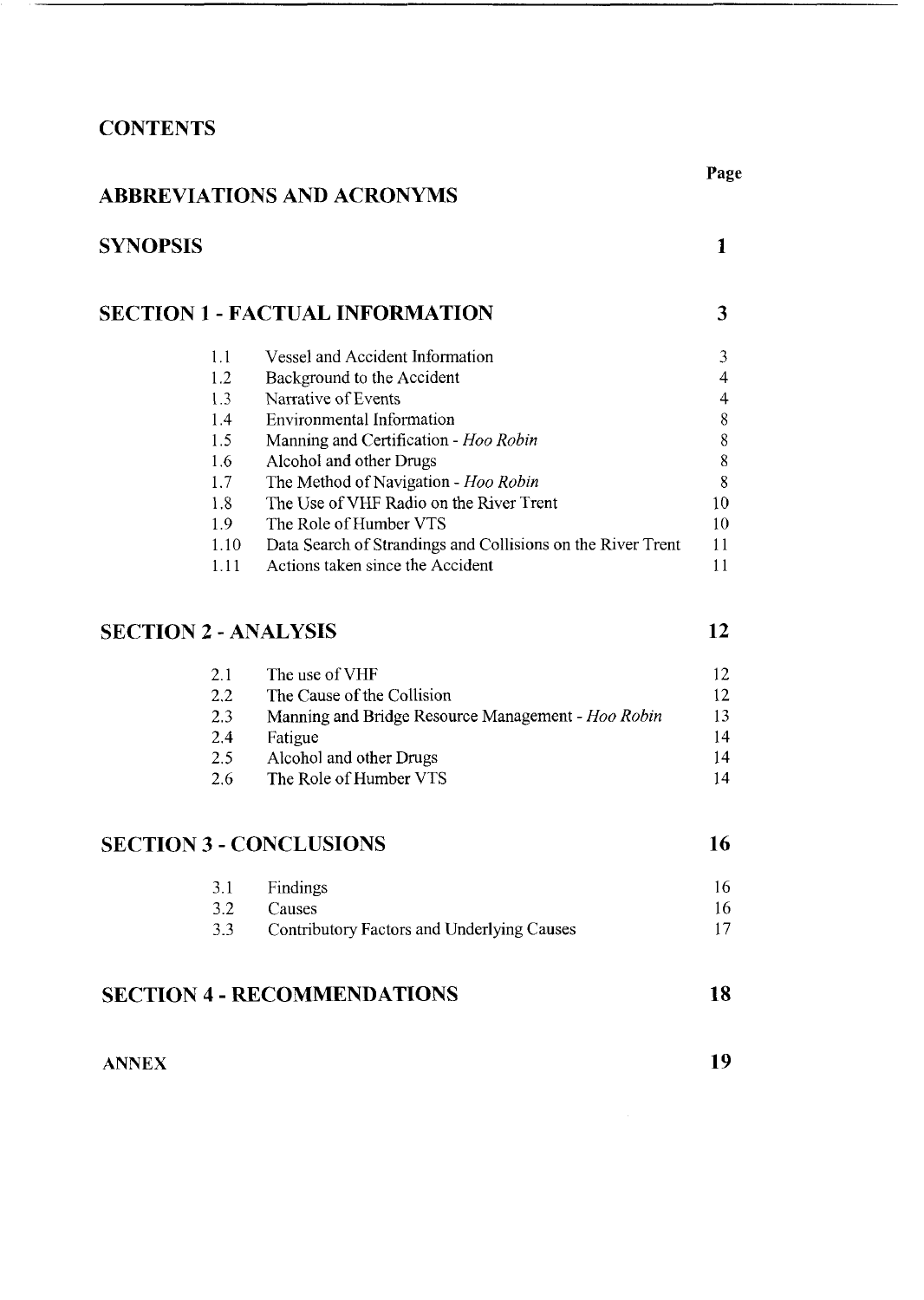# CONTENTS

| | | Page |
|---|---|---|
| **ABBREVIATIONS AND ACRONYMS** | | |
| **SYNOPSIS** | | **1** |
| **SECTION 1 - FACTUAL INFORMATION** | | **3** |
| 1.1 | Vessel and Accident Information | 3 |
| 1.2 | Background to the Accident | 4 |
| 1.3 | Narrative of Events | 4 |
| 1.4 | Environmental Information | 8 |
| 1.5 | Manning and Certification - *Hoo Robin* | 8 |
| 1.6 | Alcohol and other Drugs | 8 |
| 1.7 | The Method of Navigation - *Hoo Robin* | 8 |
| 1.8 | The Use of VHF Radio on the River Trent | 10 |
| 1.9 | The Role of Humber VTS | 10 |
| 1.10 | Data Search of Strandings and Collisions on the River Trent | 11 |
| 1.11 | Actions taken since the Accident | 11 |
| **SECTION 2 - ANALYSIS** | | **12** |
| 2.1 | The use of VHF | 12 |
| 2.2 | The Cause of the Collision | 12 |
| 2.3 | Manning and Bridge Resource Management - *Hoo Robin* | 13 |
| 2.4 | Fatigue | 14 |
| 2.5 | Alcohol and other Drugs | 14 |
| 2.6 | The Role of Humber VTS | 14 |
| **SECTION 3 - CONCLUSIONS** | | **16** |
| 3.1 | Findings | 16 |
| 3.2 | Causes | 16 |
| 3.3 | Contributory Factors and Underlying Causes | 17 |
| **SECTION 4 - RECOMMENDATIONS** | | **18** |
| **ANNEX** | | **19** |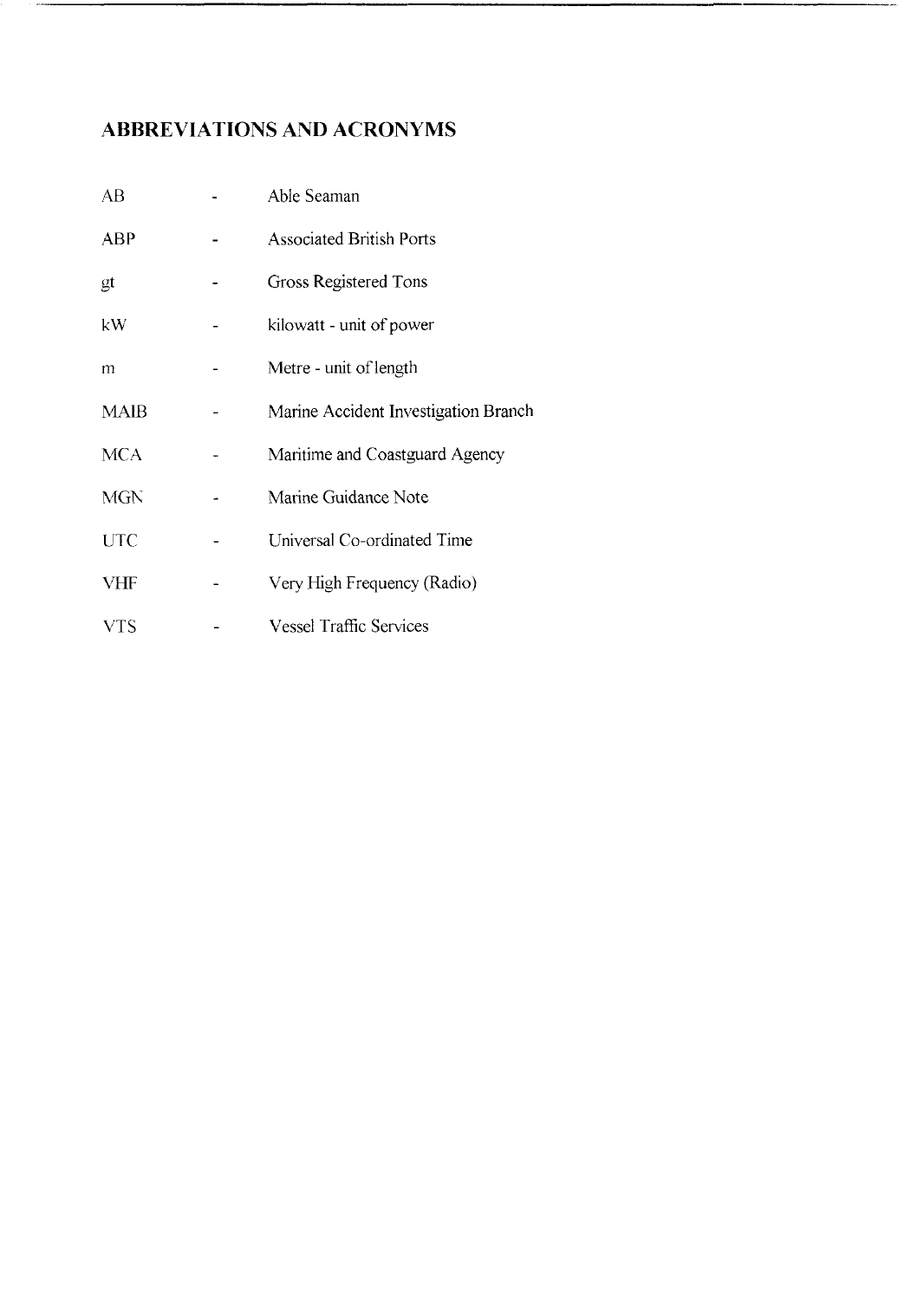# ABBREVIATIONS AND ACRONYMS

| | | |
|---|---|---|
| AB | - | Able Seaman |
| ABP | - | Associated British Ports |
| gt | - | Gross Registered Tons |
| kW | - | kilowatt - unit of power |
| m | - | Metre - unit of length |
| MAIB | - | Marine Accident Investigation Branch |
| MCA | - | Maritime and Coastguard Agency |
| MGN | - | Marine Guidance Note |
| UTC | - | Universal Co-ordinated Time |
| VHF | - | Very High Frequency (Radio) |
| VTS | - | Vessel Traffic Services |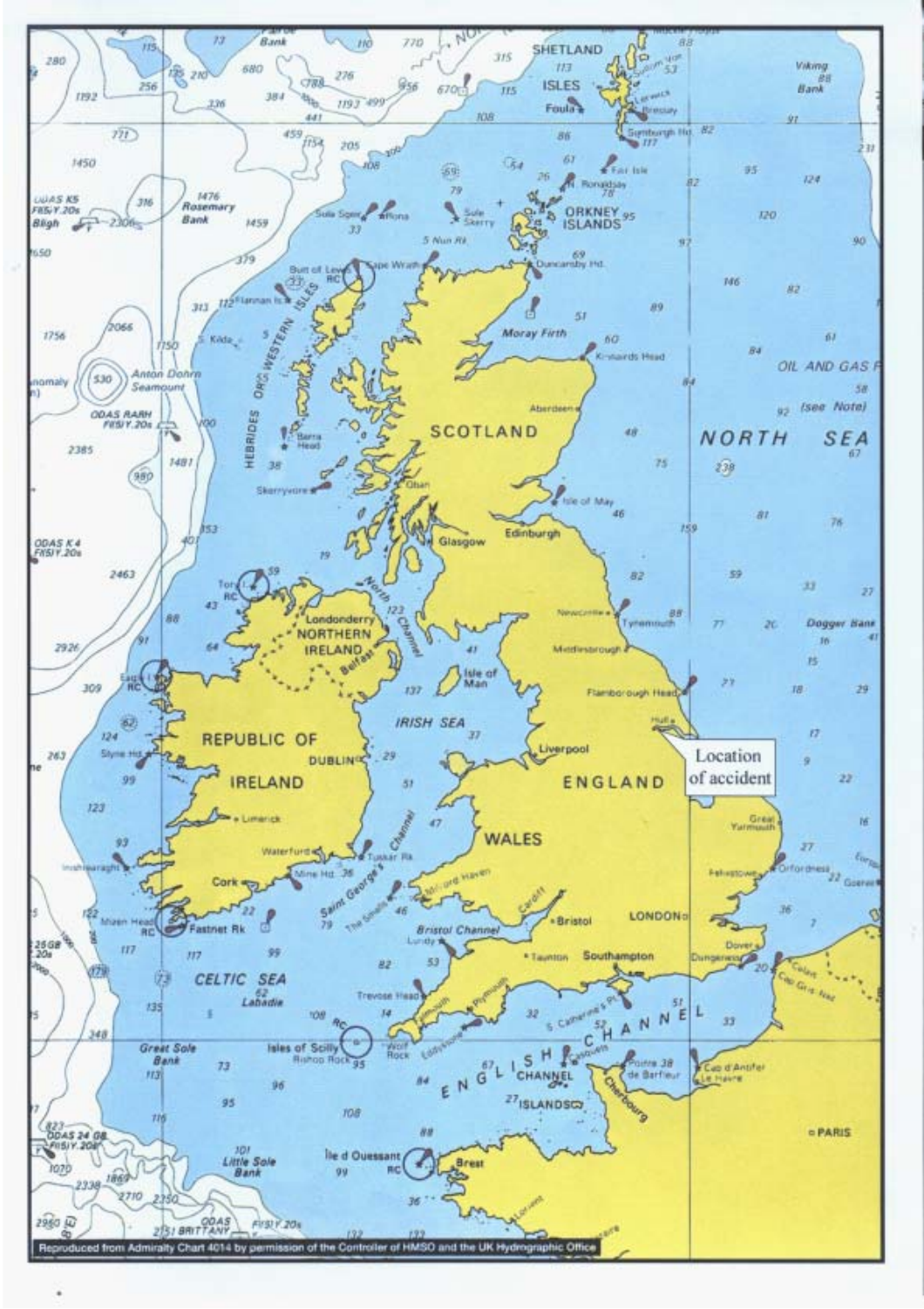Location of accident

Reproduced from Admiralty Chart 4014 by permission of the Controller of HMSO and the UK Hydrographic Office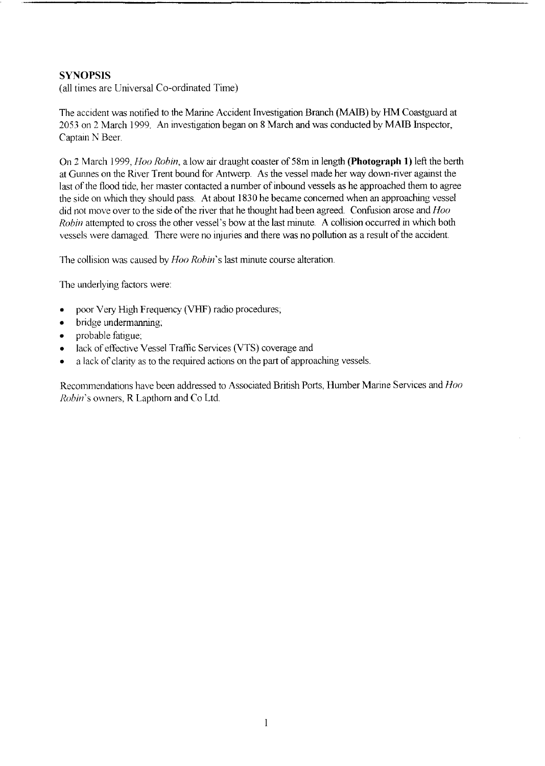## SYNOPSIS

(all times are Universal Co-ordinated Time)

The accident was notified to the Marine Accident Investigation Branch (MAIB) by HM Coastguard at 2053 on 2 March 1999. An investigation began on 8 March and was conducted by MAIB Inspector, Captain N Beer.

On 2 March 1999, *Hoo Robin*, a low air draught coaster of 58m in length **(Photograph 1)** left the berth at Gunnes on the River Trent bound for Antwerp. As the vessel made her way down-river against the last of the flood tide, her master contacted a number of inbound vessels as he approached them to agree the side on which they should pass. At about 1830 he became concerned when an approaching vessel did not move over to the side of the river that he thought had been agreed. Confusion arose and *Hoo Robin* attempted to cross the other vessel's bow at the last minute. A collision occurred in which both vessels were damaged. There were no injuries and there was no pollution as a result of the accident.

The collision was caused by *Hoo Robin*'s last minute course alteration.

The underlying factors were:

- poor Very High Frequency (VHF) radio procedures;
- bridge undermanning;
- probable fatigue;
- lack of effective Vessel Traffic Services (VTS) coverage and
- a lack of clarity as to the required actions on the part of approaching vessels.

Recommendations have been addressed to Associated British Ports, Humber Marine Services and *Hoo Robin*'s owners, R Lapthorn and Co Ltd.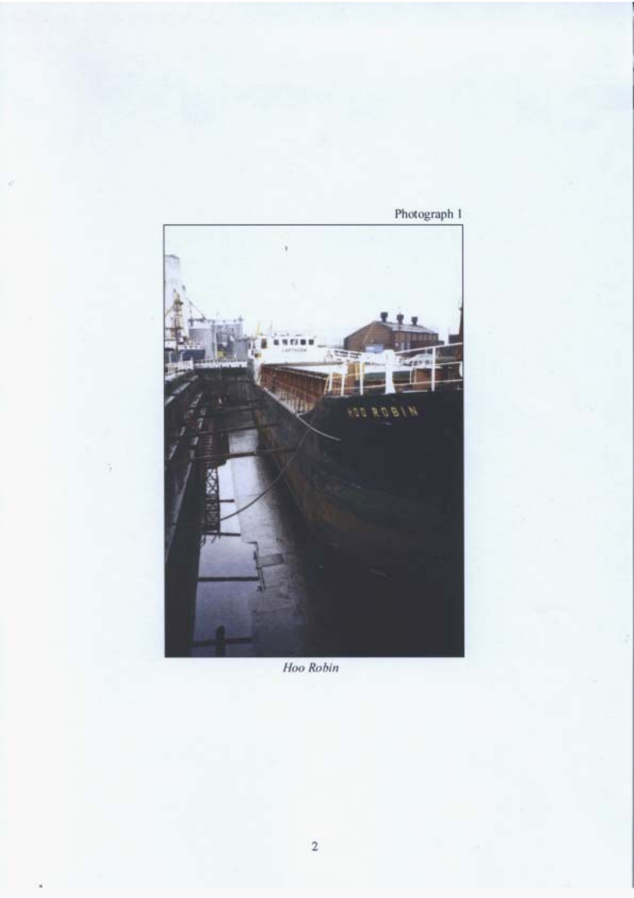Photograph 1

*Hoo Robin*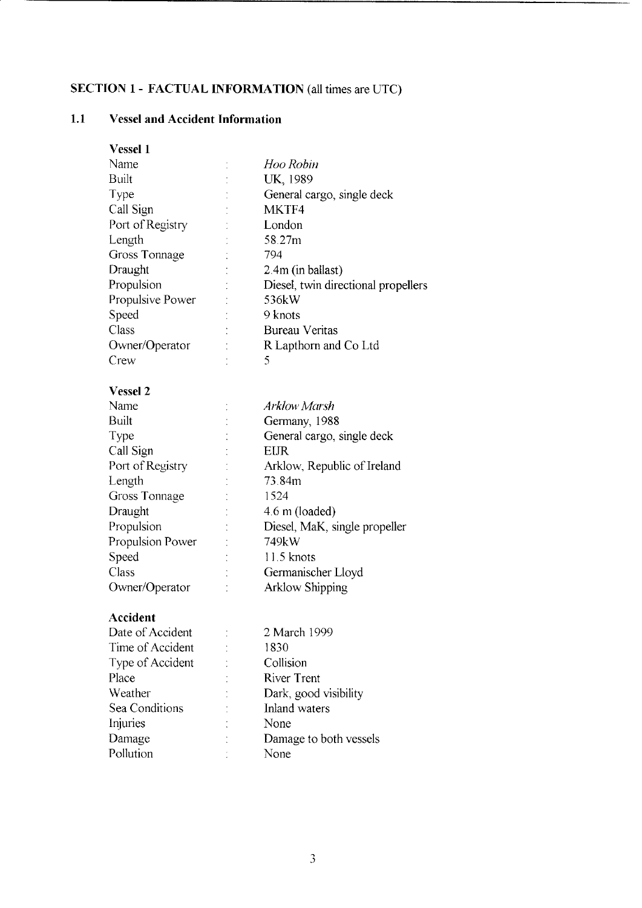## SECTION 1 - FACTUAL INFORMATION (all times are UTC)

### 1.1 Vessel and Accident Information

**Vessel 1**

| | | |
|---|---|---|
| Name | : | *Hoo Robin* |
| Built | : | UK, 1989 |
| Type | : | General cargo, single deck |
| Call Sign | : | MKTF4 |
| Port of Registry | : | London |
| Length | : | 58.27m |
| Gross Tonnage | : | 794 |
| Draught | : | 2.4m (in ballast) |
| Propulsion | : | Diesel, twin directional propellers |
| Propulsive Power | : | 536kW |
| Speed | : | 9 knots |
| Class | : | Bureau Veritas |
| Owner/Operator | : | R Lapthorn and Co Ltd |
| Crew | : | 5 |

**Vessel 2**

| | | |
|---|---|---|
| Name | : | *Arklow Marsh* |
| Built | : | Germany, 1988 |
| Type | : | General cargo, single deck |
| Call Sign | : | EIJR |
| Port of Registry | : | Arklow, Republic of Ireland |
| Length | : | 73.84m |
| Gross Tonnage | : | 1524 |
| Draught | : | 4.6 m (loaded) |
| Propulsion | : | Diesel, MaK, single propeller |
| Propulsion Power | : | 749kW |
| Speed | : | 11.5 knots |
| Class | : | Germanischer Lloyd |
| Owner/Operator | : | Arklow Shipping |

**Accident**

| | | |
|---|---|---|
| Date of Accident | : | 2 March 1999 |
| Time of Accident | : | 1830 |
| Type of Accident | : | Collision |
| Place | : | River Trent |
| Weather | : | Dark, good visibility |
| Sea Conditions | : | Inland waters |
| Injuries | : | None |
| Damage | : | Damage to both vessels |
| Pollution | : | None |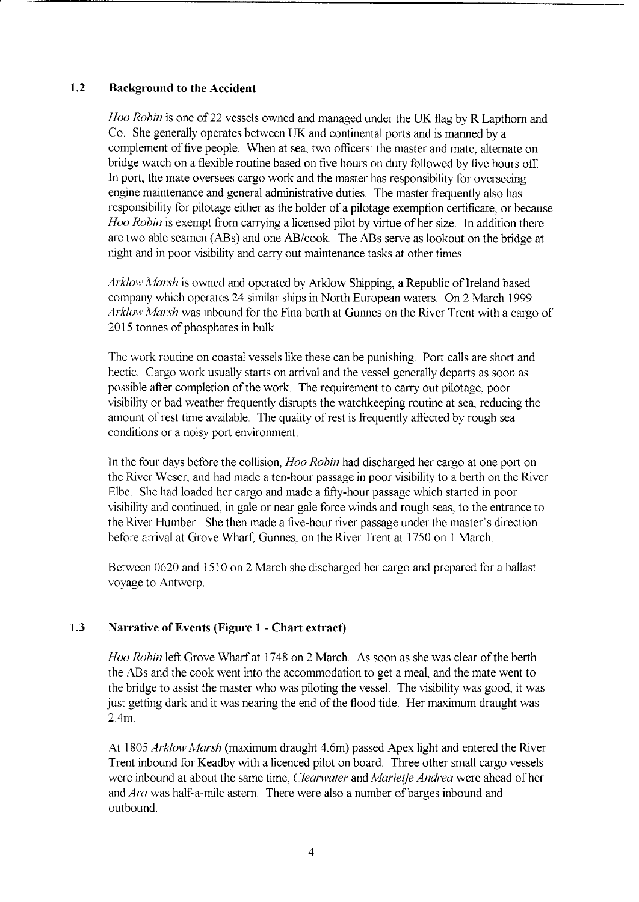## 1.2 Background to the Accident

*Hoo Robin* is one of 22 vessels owned and managed under the UK flag by R Lapthorn and Co. She generally operates between UK and continental ports and is manned by a complement of five people. When at sea, two officers: the master and mate, alternate on bridge watch on a flexible routine based on five hours on duty followed by five hours off. In port, the mate oversees cargo work and the master has responsibility for overseeing engine maintenance and general administrative duties. The master frequently also has responsibility for pilotage either as the holder of a pilotage exemption certificate, or because *Hoo Robin* is exempt from carrying a licensed pilot by virtue of her size. In addition there are two able seamen (ABs) and one AB/cook. The ABs serve as lookout on the bridge at night and in poor visibility and carry out maintenance tasks at other times.

*Arklow Marsh* is owned and operated by Arklow Shipping, a Republic of Ireland based company which operates 24 similar ships in North European waters. On 2 March 1999 *Arklow Marsh* was inbound for the Fina berth at Gunnes on the River Trent with a cargo of 2015 tonnes of phosphates in bulk.

The work routine on coastal vessels like these can be punishing. Port calls are short and hectic. Cargo work usually starts on arrival and the vessel generally departs as soon as possible after completion of the work. The requirement to carry out pilotage, poor visibility or bad weather frequently disrupts the watchkeeping routine at sea, reducing the amount of rest time available. The quality of rest is frequently affected by rough sea conditions or a noisy port environment.

In the four days before the collision, *Hoo Robin* had discharged her cargo at one port on the River Weser, and had made a ten-hour passage in poor visibility to a berth on the River Elbe. She had loaded her cargo and made a fifty-hour passage which started in poor visibility and continued, in gale or near gale force winds and rough seas, to the entrance to the River Humber. She then made a five-hour river passage under the master's direction before arrival at Grove Wharf, Gunnes, on the River Trent at 1750 on 1 March.

Between 0620 and 1510 on 2 March she discharged her cargo and prepared for a ballast voyage to Antwerp.

## 1.3 Narrative of Events (Figure 1 - Chart extract)

*Hoo Robin* left Grove Wharf at 1748 on 2 March. As soon as she was clear of the berth the ABs and the cook went into the accommodation to get a meal, and the mate went to the bridge to assist the master who was piloting the vessel. The visibility was good, it was just getting dark and it was nearing the end of the flood tide. Her maximum draught was 2.4m.

At 1805 *Arklow Marsh* (maximum draught 4.6m) passed Apex light and entered the River Trent inbound for Keadby with a licenced pilot on board. Three other small cargo vessels were inbound at about the same time; *Clearwater* and *Marietje Andrea* were ahead of her and *Ara* was half-a-mile astern. There were also a number of barges inbound and outbound.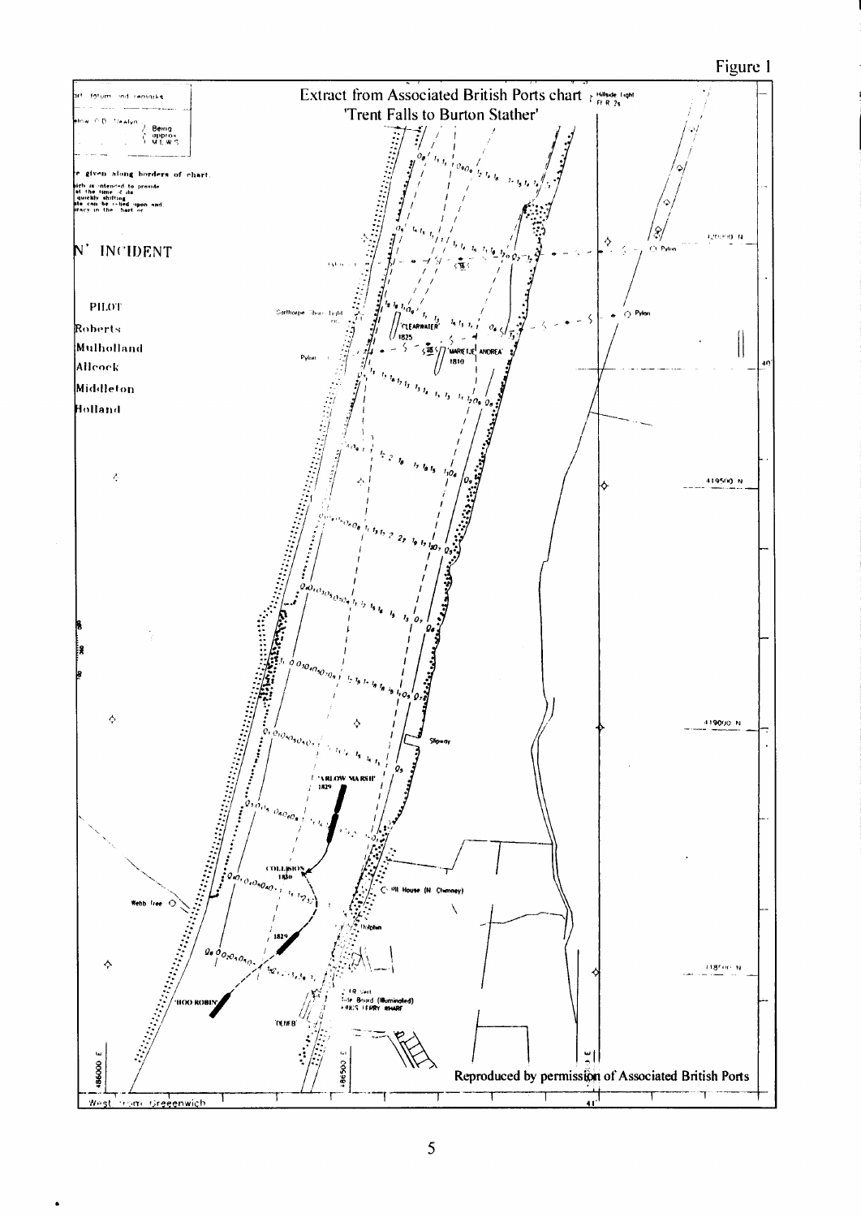Figure 1

Extract from Associated British Ports chart 'Trent Falls to Burton Stather'

Reproduced by permission of Associated British Ports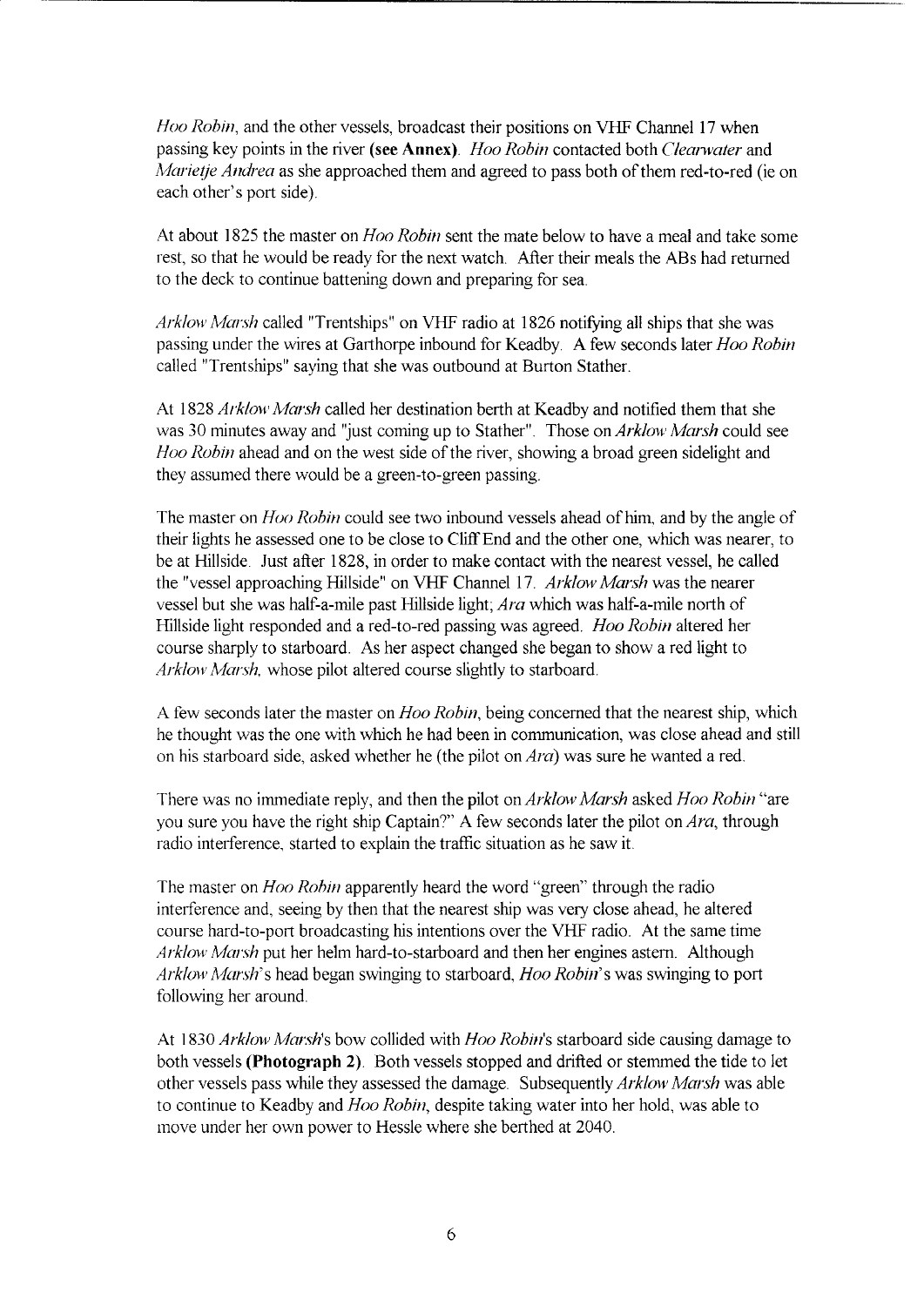*Hoo Robin*, and the other vessels, broadcast their positions on VHF Channel 17 when passing key points in the river **(see Annex)**. *Hoo Robin* contacted both *Clearwater* and *Marietje Andrea* as she approached them and agreed to pass both of them red-to-red (ie on each other's port side).

At about 1825 the master on *Hoo Robin* sent the mate below to have a meal and take some rest, so that he would be ready for the next watch. After their meals the ABs had returned to the deck to continue battening down and preparing for sea.

*Arklow Marsh* called "Trentships" on VHF radio at 1826 notifying all ships that she was passing under the wires at Garthorpe inbound for Keadby. A few seconds later *Hoo Robin* called "Trentships" saying that she was outbound at Burton Stather.

At 1828 *Arklow Marsh* called her destination berth at Keadby and notified them that she was 30 minutes away and "just coming up to Stather". Those on *Arklow Marsh* could see *Hoo Robin* ahead and on the west side of the river, showing a broad green sidelight and they assumed there would be a green-to-green passing.

The master on *Hoo Robin* could see two inbound vessels ahead of him, and by the angle of their lights he assessed one to be close to Cliff End and the other one, which was nearer, to be at Hillside. Just after 1828, in order to make contact with the nearest vessel, he called the "vessel approaching Hillside" on VHF Channel 17. *Arklow Marsh* was the nearer vessel but she was half-a-mile past Hillside light; *Ara* which was half-a-mile north of Hillside light responded and a red-to-red passing was agreed. *Hoo Robin* altered her course sharply to starboard. As her aspect changed she began to show a red light to *Arklow Marsh,* whose pilot altered course slightly to starboard.

A few seconds later the master on *Hoo Robin*, being concerned that the nearest ship, which he thought was the one with which he had been in communication, was close ahead and still on his starboard side, asked whether he (the pilot on *Ara*) was sure he wanted a red.

There was no immediate reply, and then the pilot on *Arklow Marsh* asked *Hoo Robin* "are you sure you have the right ship Captain?" A few seconds later the pilot on *Ara*, through radio interference, started to explain the traffic situation as he saw it.

The master on *Hoo Robin* apparently heard the word "green" through the radio interference and, seeing by then that the nearest ship was very close ahead, he altered course hard-to-port broadcasting his intentions over the VHF radio. At the same time *Arklow Marsh* put her helm hard-to-starboard and then her engines astern. Although *Arklow Marsh*'s head began swinging to starboard, *Hoo Robin*'s was swinging to port following her around.

At 1830 *Arklow Marsh*'s bow collided with *Hoo Robin*'s starboard side causing damage to both vessels **(Photograph 2)**. Both vessels stopped and drifted or stemmed the tide to let other vessels pass while they assessed the damage. Subsequently *Arklow Marsh* was able to continue to Keadby and *Hoo Robin*, despite taking water into her hold, was able to move under her own power to Hessle where she berthed at 2040.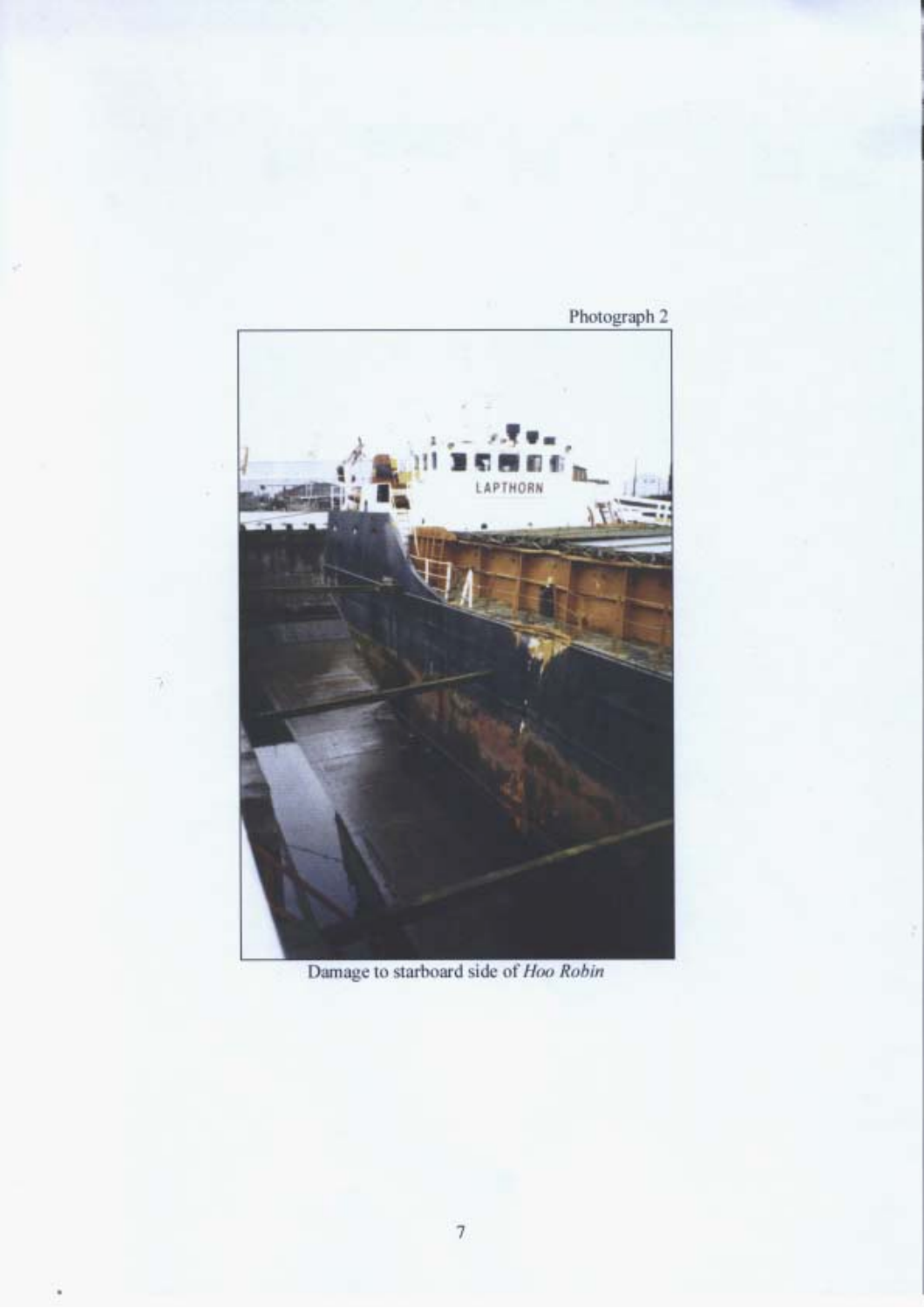Photograph 2

Damage to starboard side of *Hoo Robin*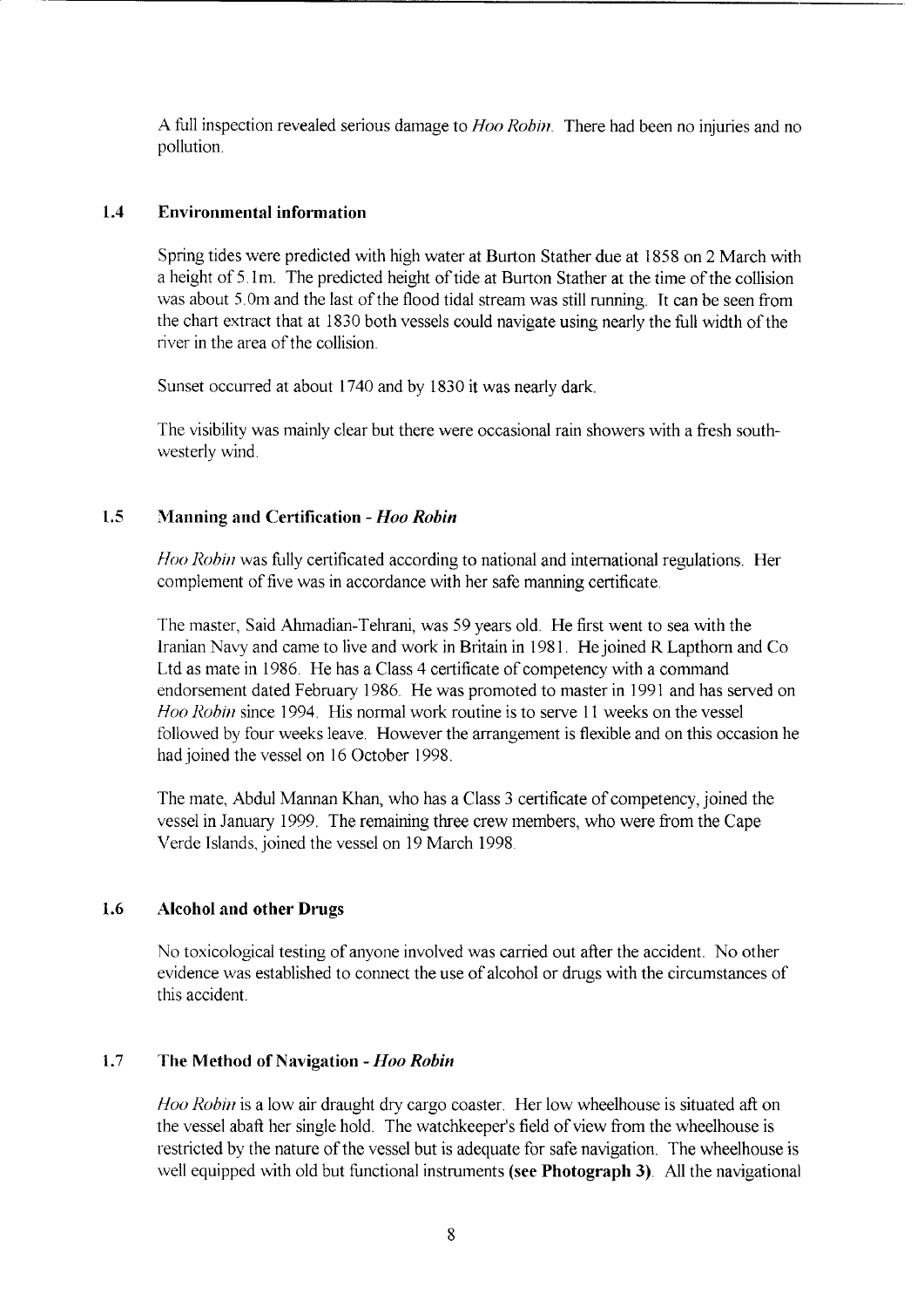A full inspection revealed serious damage to *Hoo Robin*. There had been no injuries and no pollution.

## 1.4 Environmental information

Spring tides were predicted with high water at Burton Stather due at 1858 on 2 March with a height of 5.1m. The predicted height of tide at Burton Stather at the time of the collision was about 5.0m and the last of the flood tidal stream was still running. It can be seen from the chart extract that at 1830 both vessels could navigate using nearly the full width of the river in the area of the collision.

Sunset occurred at about 1740 and by 1830 it was nearly dark.

The visibility was mainly clear but there were occasional rain showers with a fresh south-westerly wind.

## 1.5 Manning and Certification - *Hoo Robin*

*Hoo Robin* was fully certificated according to national and international regulations. Her complement of five was in accordance with her safe manning certificate.

The master, Said Ahmadian-Tehrani, was 59 years old. He first went to sea with the Iranian Navy and came to live and work in Britain in 1981. He joined R Lapthorn and Co Ltd as mate in 1986. He has a Class 4 certificate of competency with a command endorsement dated February 1986. He was promoted to master in 1991 and has served on *Hoo Robin* since 1994. His normal work routine is to serve 11 weeks on the vessel followed by four weeks leave. However the arrangement is flexible and on this occasion he had joined the vessel on 16 October 1998.

The mate, Abdul Mannan Khan, who has a Class 3 certificate of competency, joined the vessel in January 1999. The remaining three crew members, who were from the Cape Verde Islands, joined the vessel on 19 March 1998.

## 1.6 Alcohol and other Drugs

No toxicological testing of anyone involved was carried out after the accident. No other evidence was established to connect the use of alcohol or drugs with the circumstances of this accident.

## 1.7 The Method of Navigation - *Hoo Robin*

*Hoo Robin* is a low air draught dry cargo coaster. Her low wheelhouse is situated aft on the vessel abaft her single hold. The watchkeeper's field of view from the wheelhouse is restricted by the nature of the vessel but is adequate for safe navigation. The wheelhouse is well equipped with old but functional instruments **(see Photograph 3)**. All the navigational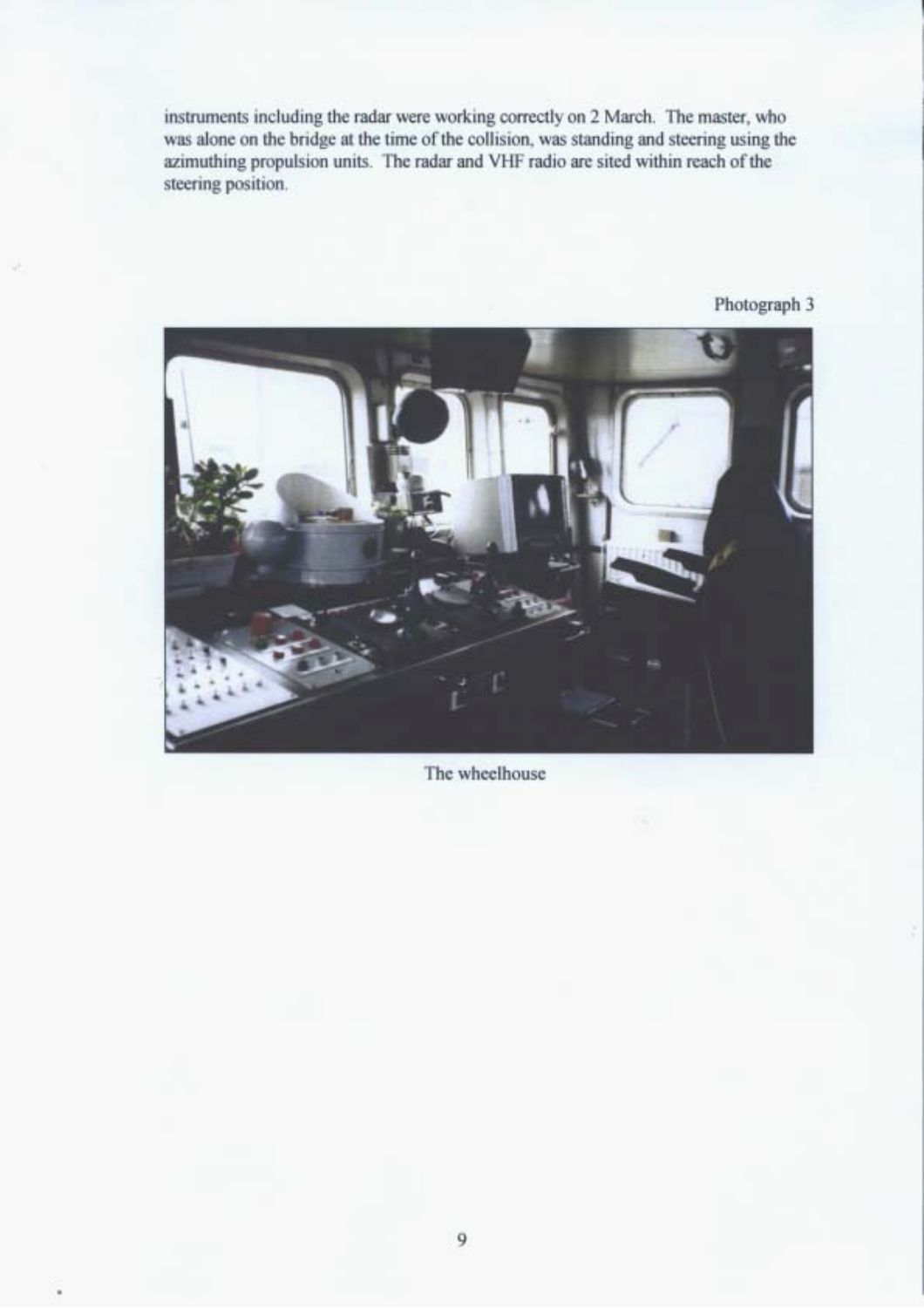instruments including the radar were working correctly on 2 March. The master, who was alone on the bridge at the time of the collision, was standing and steering using the azimuthing propulsion units. The radar and VHF radio are sited within reach of the steering position.

Photograph 3

The wheelhouse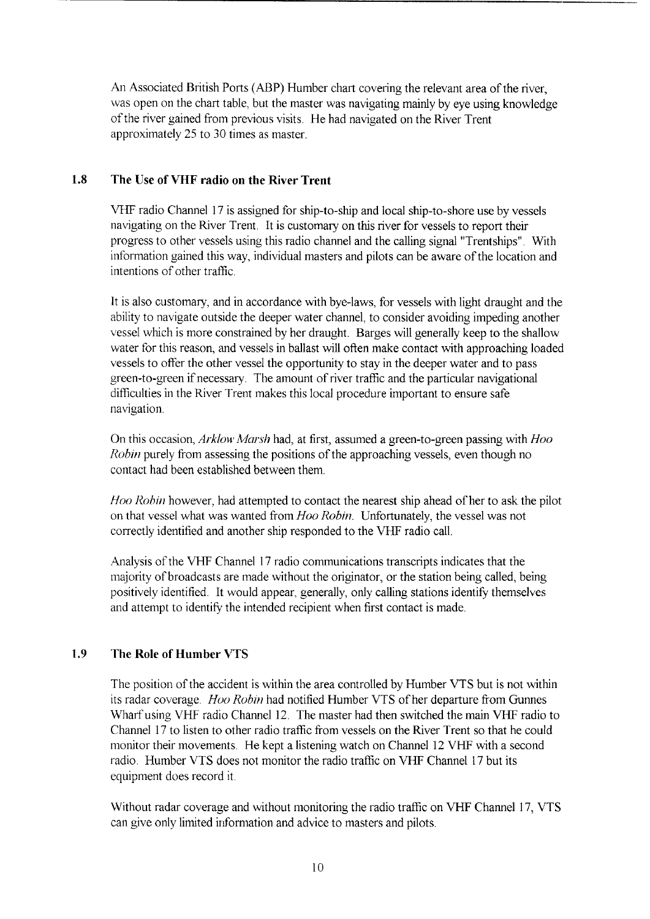An Associated British Ports (ABP) Humber chart covering the relevant area of the river, was open on the chart table, but the master was navigating mainly by eye using knowledge of the river gained from previous visits. He had navigated on the River Trent approximately 25 to 30 times as master.

## 1.8 The Use of VHF radio on the River Trent

VHF radio Channel 17 is assigned for ship-to-ship and local ship-to-shore use by vessels navigating on the River Trent. It is customary on this river for vessels to report their progress to other vessels using this radio channel and the calling signal "Trentships". With information gained this way, individual masters and pilots can be aware of the location and intentions of other traffic.

It is also customary, and in accordance with bye-laws, for vessels with light draught and the ability to navigate outside the deeper water channel, to consider avoiding impeding another vessel which is more constrained by her draught. Barges will generally keep to the shallow water for this reason, and vessels in ballast will often make contact with approaching loaded vessels to offer the other vessel the opportunity to stay in the deeper water and to pass green-to-green if necessary. The amount of river traffic and the particular navigational difficulties in the River Trent makes this local procedure important to ensure safe navigation.

On this occasion, *Arklow Marsh* had, at first, assumed a green-to-green passing with *Hoo Robin* purely from assessing the positions of the approaching vessels, even though no contact had been established between them.

*Hoo Robin* however, had attempted to contact the nearest ship ahead of her to ask the pilot on that vessel what was wanted from *Hoo Robin*. Unfortunately, the vessel was not correctly identified and another ship responded to the VHF radio call.

Analysis of the VHF Channel 17 radio communications transcripts indicates that the majority of broadcasts are made without the originator, or the station being called, being positively identified. It would appear, generally, only calling stations identify themselves and attempt to identify the intended recipient when first contact is made.

## 1.9 The Role of Humber VTS

The position of the accident is within the area controlled by Humber VTS but is not within its radar coverage. *Hoo Robin* had notified Humber VTS of her departure from Gunnes Wharf using VHF radio Channel 12. The master had then switched the main VHF radio to Channel 17 to listen to other radio traffic from vessels on the River Trent so that he could monitor their movements. He kept a listening watch on Channel 12 VHF with a second radio. Humber VTS does not monitor the radio traffic on VHF Channel 17 but its equipment does record it.

Without radar coverage and without monitoring the radio traffic on VHF Channel 17, VTS can give only limited information and advice to masters and pilots.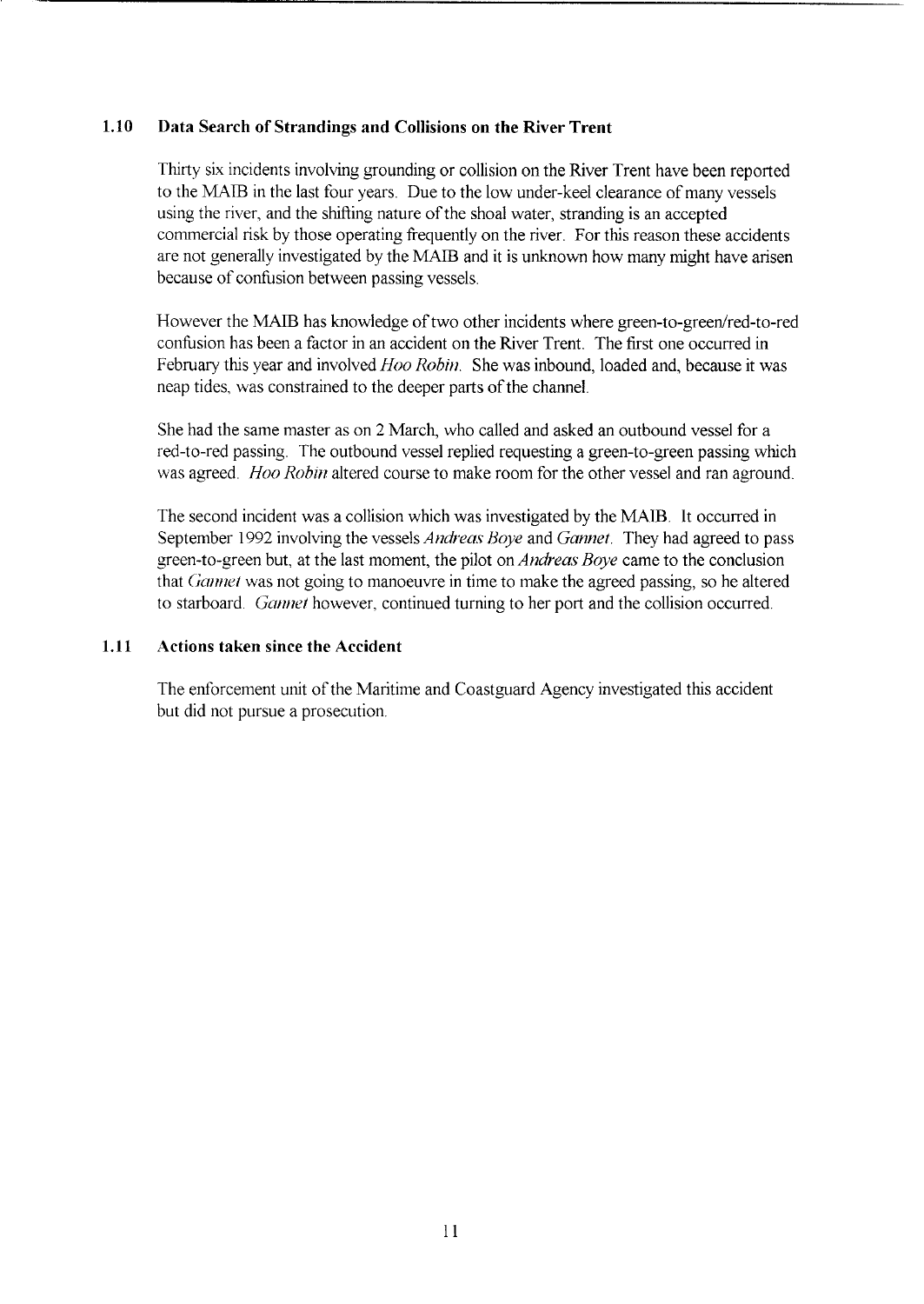## 1.10 Data Search of Strandings and Collisions on the River Trent

Thirty six incidents involving grounding or collision on the River Trent have been reported to the MAIB in the last four years. Due to the low under-keel clearance of many vessels using the river, and the shifting nature of the shoal water, stranding is an accepted commercial risk by those operating frequently on the river. For this reason these accidents are not generally investigated by the MAIB and it is unknown how many might have arisen because of confusion between passing vessels.

However the MAIB has knowledge of two other incidents where green-to-green/red-to-red confusion has been a factor in an accident on the River Trent. The first one occurred in February this year and involved *Hoo Robin*. She was inbound, loaded and, because it was neap tides, was constrained to the deeper parts of the channel.

She had the same master as on 2 March, who called and asked an outbound vessel for a red-to-red passing. The outbound vessel replied requesting a green-to-green passing which was agreed. *Hoo Robin* altered course to make room for the other vessel and ran aground.

The second incident was a collision which was investigated by the MAIB. It occurred in September 1992 involving the vessels *Andreas Boye* and *Gannet*. They had agreed to pass green-to-green but, at the last moment, the pilot on *Andreas Boye* came to the conclusion that *Gannet* was not going to manoeuvre in time to make the agreed passing, so he altered to starboard. *Gannet* however, continued turning to her port and the collision occurred.

## 1.11 Actions taken since the Accident

The enforcement unit of the Maritime and Coastguard Agency investigated this accident but did not pursue a prosecution.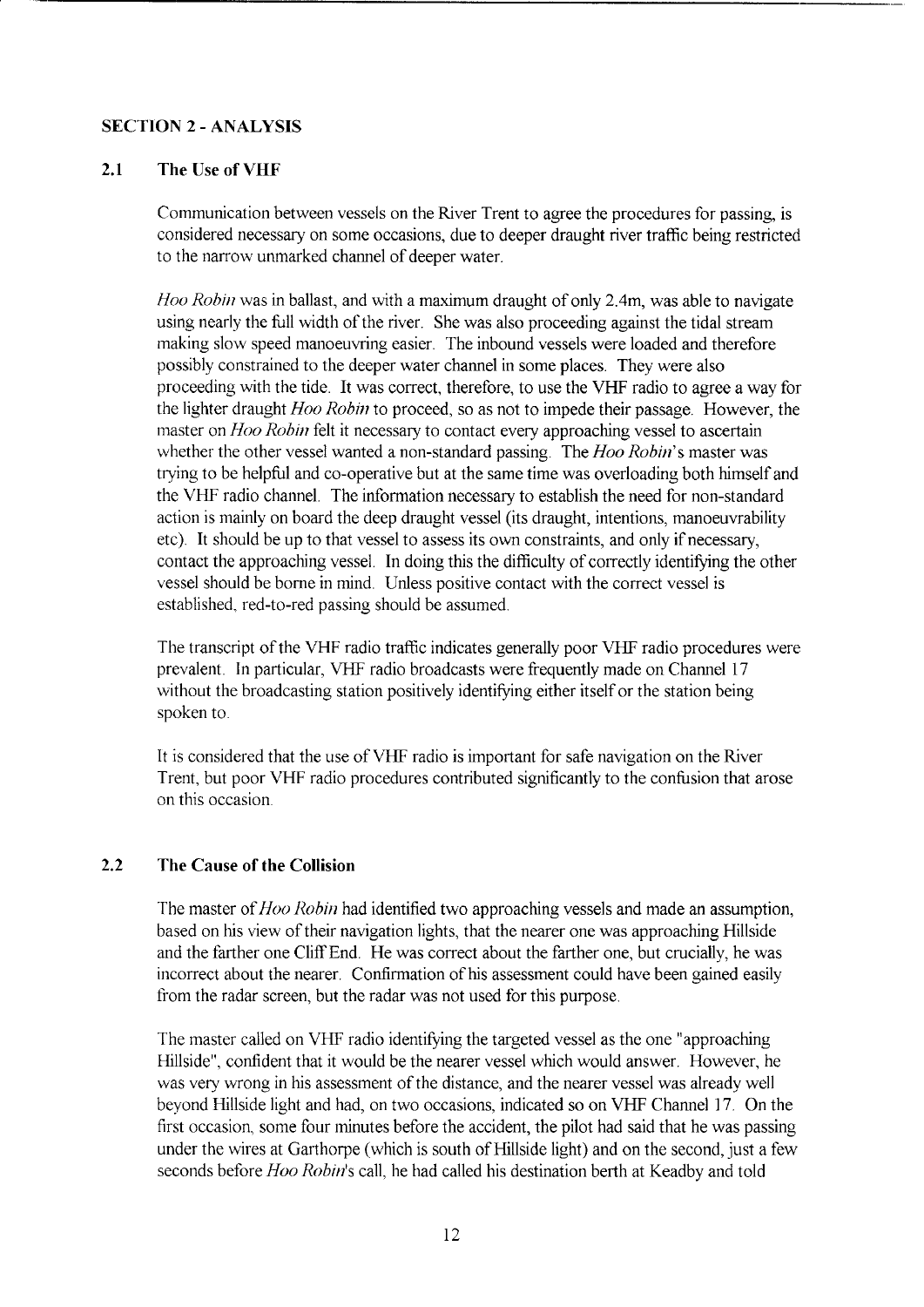## SECTION 2 - ANALYSIS

### 2.1 The Use of VHF

Communication between vessels on the River Trent to agree the procedures for passing, is considered necessary on some occasions, due to deeper draught river traffic being restricted to the narrow unmarked channel of deeper water.

*Hoo Robin* was in ballast, and with a maximum draught of only 2.4m, was able to navigate using nearly the full width of the river. She was also proceeding against the tidal stream making slow speed manoeuvring easier. The inbound vessels were loaded and therefore possibly constrained to the deeper water channel in some places. They were also proceeding with the tide. It was correct, therefore, to use the VHF radio to agree a way for the lighter draught *Hoo Robin* to proceed, so as not to impede their passage. However, the master on *Hoo Robin* felt it necessary to contact every approaching vessel to ascertain whether the other vessel wanted a non-standard passing. The *Hoo Robin*'s master was trying to be helpful and co-operative but at the same time was overloading both himself and the VHF radio channel. The information necessary to establish the need for non-standard action is mainly on board the deep draught vessel (its draught, intentions, manoeuvrability etc). It should be up to that vessel to assess its own constraints, and only if necessary, contact the approaching vessel. In doing this the difficulty of correctly identifying the other vessel should be borne in mind. Unless positive contact with the correct vessel is established, red-to-red passing should be assumed.

The transcript of the VHF radio traffic indicates generally poor VHF radio procedures were prevalent. In particular, VHF radio broadcasts were frequently made on Channel 17 without the broadcasting station positively identifying either itself or the station being spoken to.

It is considered that the use of VHF radio is important for safe navigation on the River Trent, but poor VHF radio procedures contributed significantly to the confusion that arose on this occasion.

### 2.2 The Cause of the Collision

The master of *Hoo Robin* had identified two approaching vessels and made an assumption, based on his view of their navigation lights, that the nearer one was approaching Hillside and the farther one Cliff End. He was correct about the farther one, but crucially, he was incorrect about the nearer. Confirmation of his assessment could have been gained easily from the radar screen, but the radar was not used for this purpose.

The master called on VHF radio identifying the targeted vessel as the one "approaching Hillside", confident that it would be the nearer vessel which would answer. However, he was very wrong in his assessment of the distance, and the nearer vessel was already well beyond Hillside light and had, on two occasions, indicated so on VHF Channel 17. On the first occasion, some four minutes before the accident, the pilot had said that he was passing under the wires at Garthorpe (which is south of Hillside light) and on the second, just a few seconds before *Hoo Robin*'s call, he had called his destination berth at Keadby and told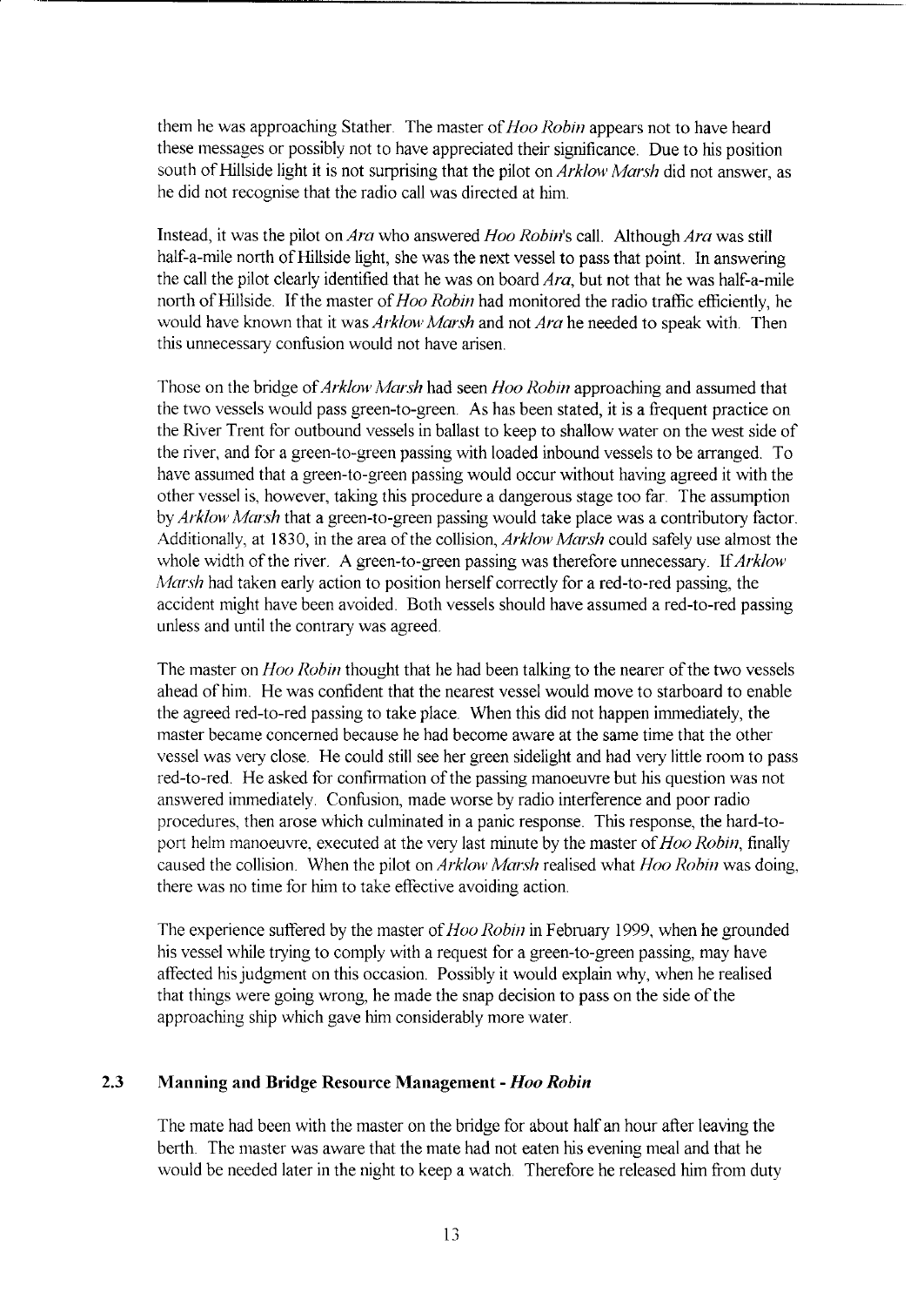them he was approaching Stather. The master of *Hoo Robin* appears not to have heard these messages or possibly not to have appreciated their significance. Due to his position south of Hillside light it is not surprising that the pilot on *Arklow Marsh* did not answer, as he did not recognise that the radio call was directed at him.

Instead, it was the pilot on *Ara* who answered *Hoo Robin*'s call. Although *Ara* was still half-a-mile north of Hillside light, she was the next vessel to pass that point. In answering the call the pilot clearly identified that he was on board *Ara*, but not that he was half-a-mile north of Hillside. If the master of *Hoo Robin* had monitored the radio traffic efficiently, he would have known that it was *Arklow Marsh* and not *Ara* he needed to speak with. Then this unnecessary confusion would not have arisen.

Those on the bridge of *Arklow Marsh* had seen *Hoo Robin* approaching and assumed that the two vessels would pass green-to-green. As has been stated, it is a frequent practice on the River Trent for outbound vessels in ballast to keep to shallow water on the west side of the river, and for a green-to-green passing with loaded inbound vessels to be arranged. To have assumed that a green-to-green passing would occur without having agreed it with the other vessel is, however, taking this procedure a dangerous stage too far. The assumption by *Arklow Marsh* that a green-to-green passing would take place was a contributory factor. Additionally, at 1830, in the area of the collision, *Arklow Marsh* could safely use almost the whole width of the river. A green-to-green passing was therefore unnecessary. If *Arklow Marsh* had taken early action to position herself correctly for a red-to-red passing, the accident might have been avoided. Both vessels should have assumed a red-to-red passing unless and until the contrary was agreed.

The master on *Hoo Robin* thought that he had been talking to the nearer of the two vessels ahead of him. He was confident that the nearest vessel would move to starboard to enable the agreed red-to-red passing to take place. When this did not happen immediately, the master became concerned because he had become aware at the same time that the other vessel was very close. He could still see her green sidelight and had very little room to pass red-to-red. He asked for confirmation of the passing manoeuvre but his question was not answered immediately. Confusion, made worse by radio interference and poor radio procedures, then arose which culminated in a panic response. This response, the hard-to-port helm manoeuvre, executed at the very last minute by the master of *Hoo Robin*, finally caused the collision. When the pilot on *Arklow Marsh* realised what *Hoo Robin* was doing, there was no time for him to take effective avoiding action.

The experience suffered by the master of *Hoo Robin* in February 1999, when he grounded his vessel while trying to comply with a request for a green-to-green passing, may have affected his judgment on this occasion. Possibly it would explain why, when he realised that things were going wrong, he made the snap decision to pass on the side of the approaching ship which gave him considerably more water.

### 2.3 Manning and Bridge Resource Management - *Hoo Robin*

The mate had been with the master on the bridge for about half an hour after leaving the berth. The master was aware that the mate had not eaten his evening meal and that he would be needed later in the night to keep a watch. Therefore he released him from duty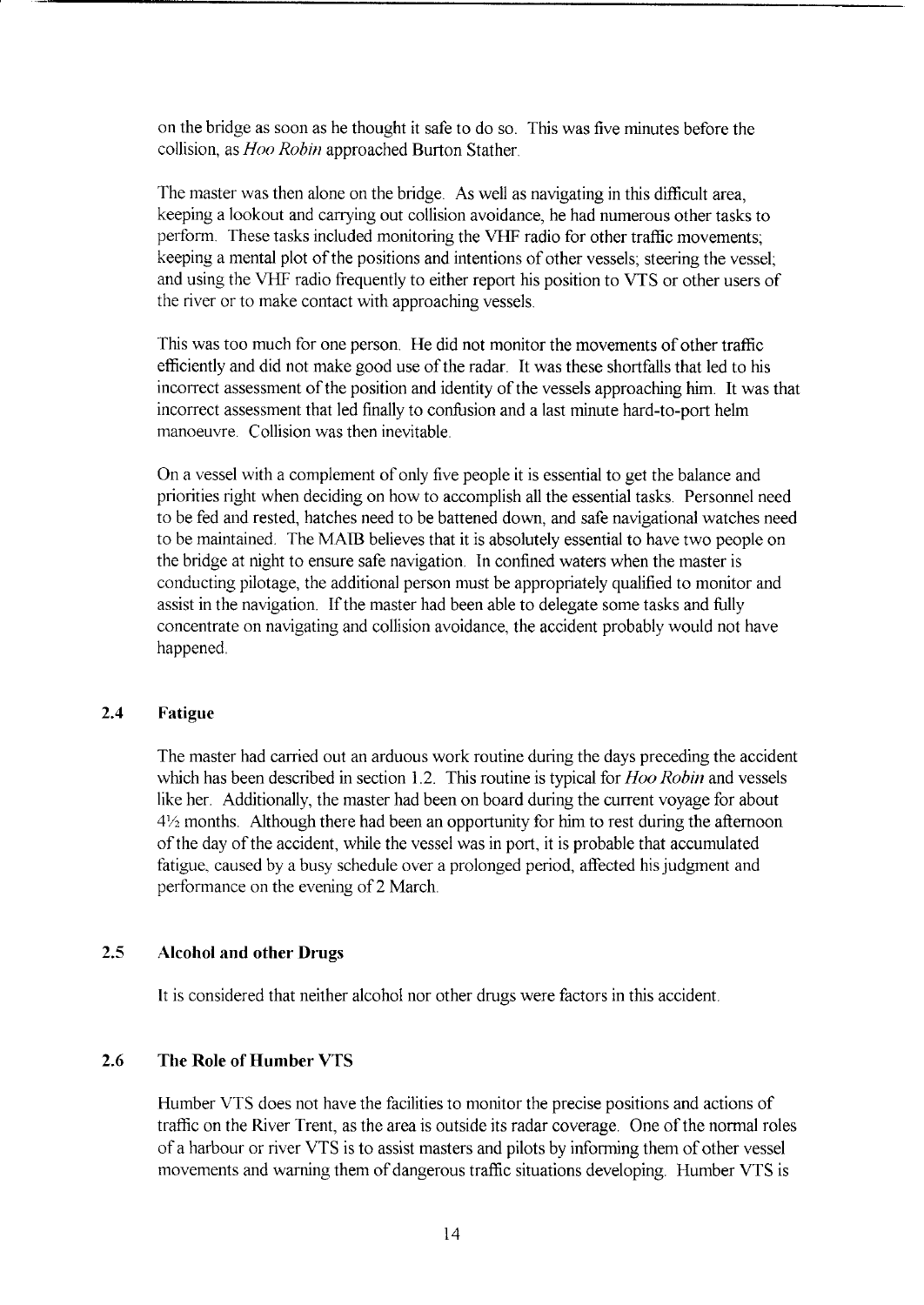on the bridge as soon as he thought it safe to do so. This was five minutes before the collision, as *Hoo Robin* approached Burton Stather.

The master was then alone on the bridge. As well as navigating in this difficult area, keeping a lookout and carrying out collision avoidance, he had numerous other tasks to perform. These tasks included monitoring the VHF radio for other traffic movements; keeping a mental plot of the positions and intentions of other vessels; steering the vessel; and using the VHF radio frequently to either report his position to VTS or other users of the river or to make contact with approaching vessels.

This was too much for one person. He did not monitor the movements of other traffic efficiently and did not make good use of the radar. It was these shortfalls that led to his incorrect assessment of the position and identity of the vessels approaching him. It was that incorrect assessment that led finally to confusion and a last minute hard-to-port helm manoeuvre. Collision was then inevitable.

On a vessel with a complement of only five people it is essential to get the balance and priorities right when deciding on how to accomplish all the essential tasks. Personnel need to be fed and rested, hatches need to be battened down, and safe navigational watches need to be maintained. The MAIB believes that it is absolutely essential to have two people on the bridge at night to ensure safe navigation. In confined waters when the master is conducting pilotage, the additional person must be appropriately qualified to monitor and assist in the navigation. If the master had been able to delegate some tasks and fully concentrate on navigating and collision avoidance, the accident probably would not have happened.

## 2.4 Fatigue

The master had carried out an arduous work routine during the days preceding the accident which has been described in section 1.2. This routine is typical for *Hoo Robin* and vessels like her. Additionally, the master had been on board during the current voyage for about 4½ months. Although there had been an opportunity for him to rest during the afternoon of the day of the accident, while the vessel was in port, it is probable that accumulated fatigue, caused by a busy schedule over a prolonged period, affected his judgment and performance on the evening of 2 March.

## 2.5 Alcohol and other Drugs

It is considered that neither alcohol nor other drugs were factors in this accident.

## 2.6 The Role of Humber VTS

Humber VTS does not have the facilities to monitor the precise positions and actions of traffic on the River Trent, as the area is outside its radar coverage. One of the normal roles of a harbour or river VTS is to assist masters and pilots by informing them of other vessel movements and warning them of dangerous traffic situations developing. Humber VTS is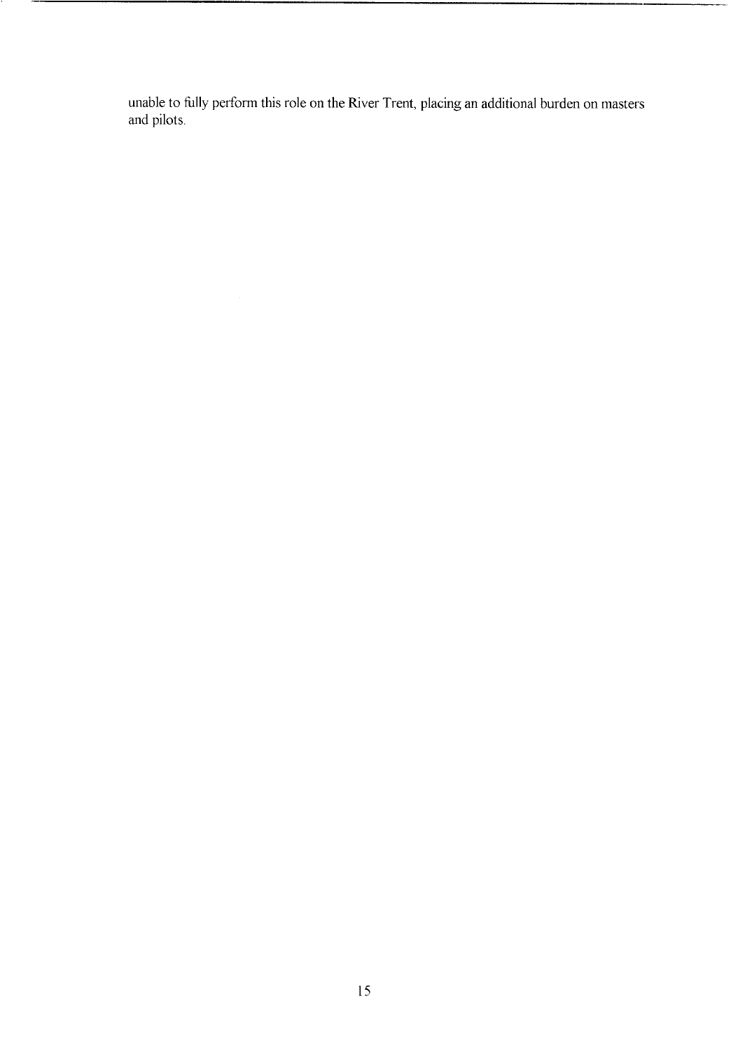unable to fully perform this role on the River Trent, placing an additional burden on masters and pilots.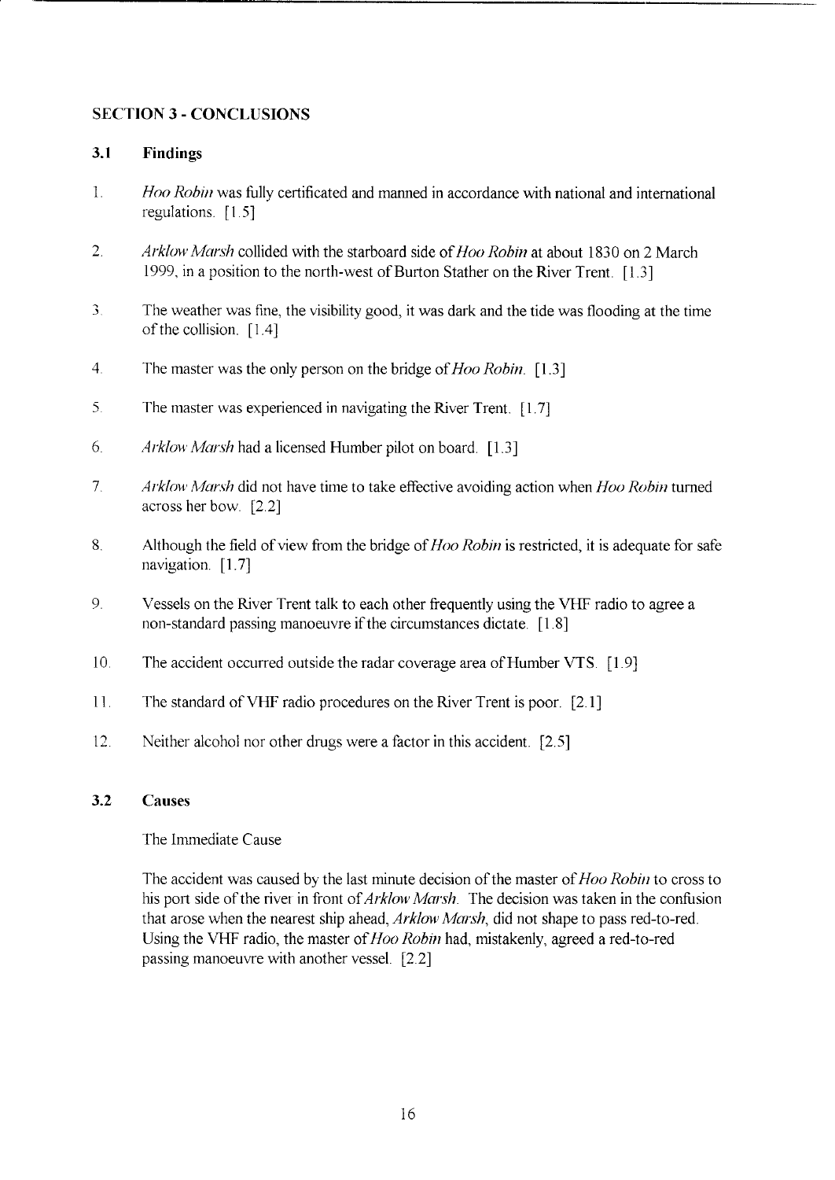## SECTION 3 - CONCLUSIONS

### 3.1 Findings

1. *Hoo Robin* was fully certificated and manned in accordance with national and international regulations. [1.5]

2. *Arklow Marsh* collided with the starboard side of *Hoo Robin* at about 1830 on 2 March 1999, in a position to the north-west of Burton Stather on the River Trent. [1.3]

3. The weather was fine, the visibility good, it was dark and the tide was flooding at the time of the collision. [1.4]

4. The master was the only person on the bridge of *Hoo Robin*. [1.3]

5. The master was experienced in navigating the River Trent. [1.7]

6. *Arklow Marsh* had a licensed Humber pilot on board. [1.3]

7. *Arklow Marsh* did not have time to take effective avoiding action when *Hoo Robin* turned across her bow. [2.2]

8. Although the field of view from the bridge of *Hoo Robin* is restricted, it is adequate for safe navigation. [1.7]

9. Vessels on the River Trent talk to each other frequently using the VHF radio to agree a non-standard passing manoeuvre if the circumstances dictate. [1.8]

10. The accident occurred outside the radar coverage area of Humber VTS. [1.9]

11. The standard of VHF radio procedures on the River Trent is poor. [2.1]

12. Neither alcohol nor other drugs were a factor in this accident. [2.5]

### 3.2 Causes

The Immediate Cause

The accident was caused by the last minute decision of the master of *Hoo Robin* to cross to his port side of the river in front of *Arklow Marsh*. The decision was taken in the confusion that arose when the nearest ship ahead, *Arklow Marsh*, did not shape to pass red-to-red. Using the VHF radio, the master of *Hoo Robin* had, mistakenly, agreed a red-to-red passing manoeuvre with another vessel. [2.2]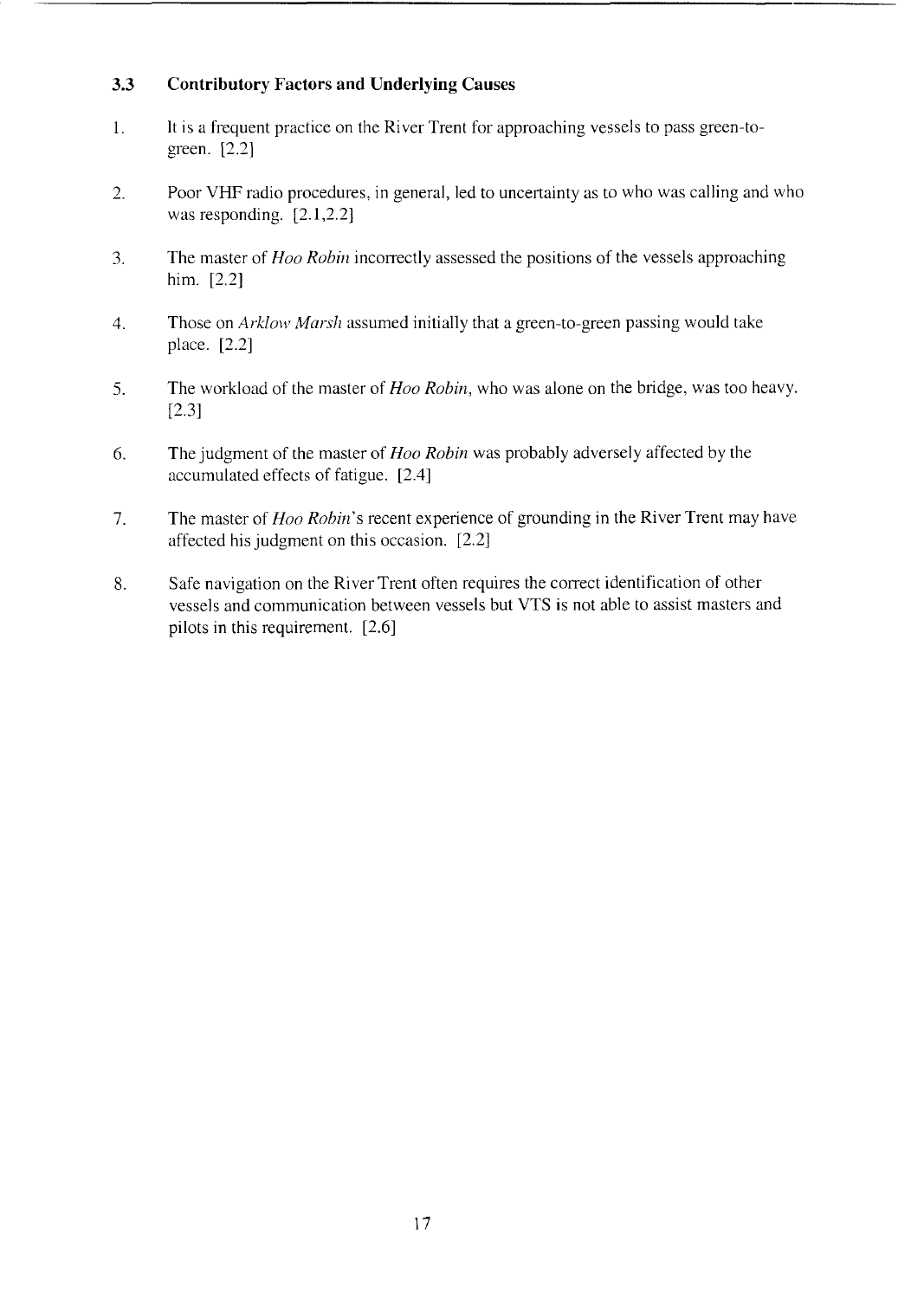### 3.3 Contributory Factors and Underlying Causes

1. It is a frequent practice on the River Trent for approaching vessels to pass green-to-green. [2.2]

2. Poor VHF radio procedures, in general, led to uncertainty as to who was calling and who was responding. [2.1,2.2]

3. The master of *Hoo Robin* incorrectly assessed the positions of the vessels approaching him. [2.2]

4. Those on *Arklow Marsh* assumed initially that a green-to-green passing would take place. [2.2]

5. The workload of the master of *Hoo Robin*, who was alone on the bridge, was too heavy. [2.3]

6. The judgment of the master of *Hoo Robin* was probably adversely affected by the accumulated effects of fatigue. [2.4]

7. The master of *Hoo Robin*'s recent experience of grounding in the River Trent may have affected his judgment on this occasion. [2.2]

8. Safe navigation on the River Trent often requires the correct identification of other vessels and communication between vessels but VTS is not able to assist masters and pilots in this requirement. [2.6]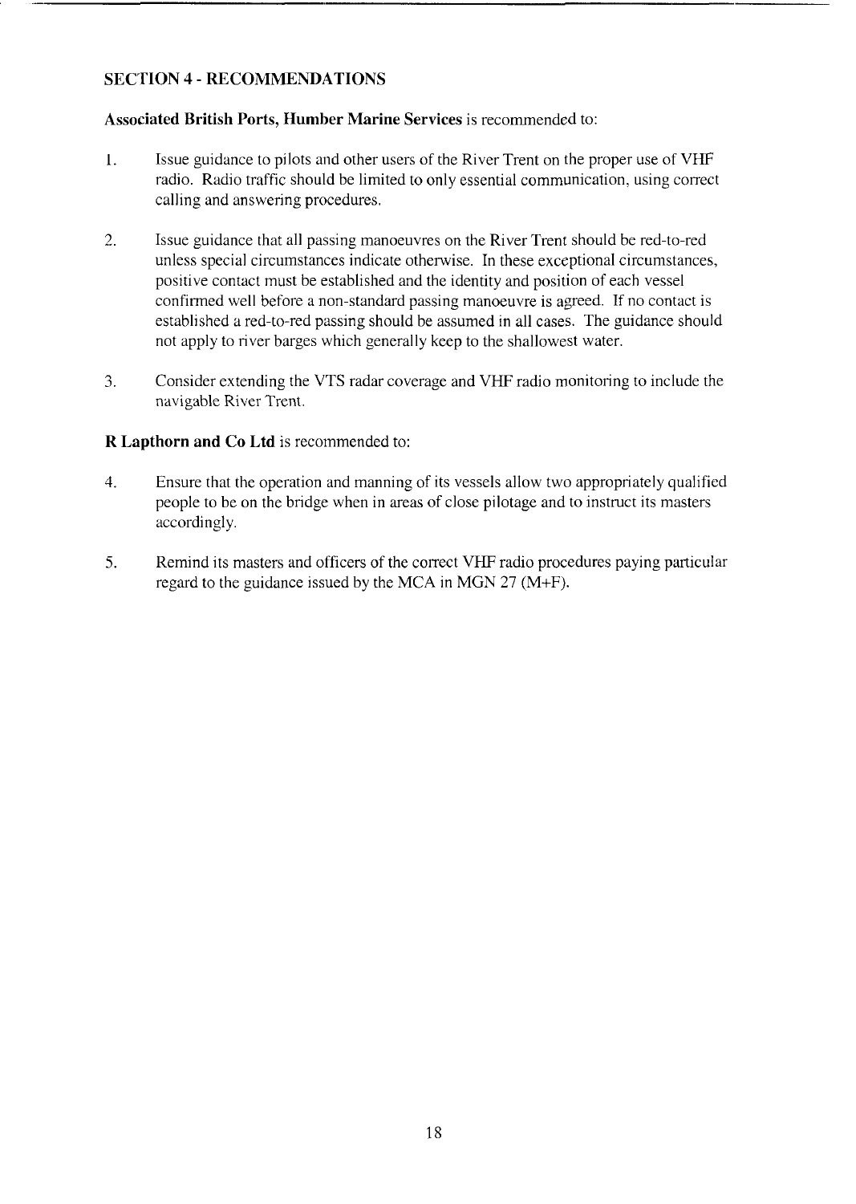## SECTION 4 - RECOMMENDATIONS

**Associated British Ports, Humber Marine Services** is recommended to:

1. Issue guidance to pilots and other users of the River Trent on the proper use of VHF radio. Radio traffic should be limited to only essential communication, using correct calling and answering procedures.

2. Issue guidance that all passing manoeuvres on the River Trent should be red-to-red unless special circumstances indicate otherwise. In these exceptional circumstances, positive contact must be established and the identity and position of each vessel confirmed well before a non-standard passing manoeuvre is agreed. If no contact is established a red-to-red passing should be assumed in all cases. The guidance should not apply to river barges which generally keep to the shallowest water.

3. Consider extending the VTS radar coverage and VHF radio monitoring to include the navigable River Trent.

**R Lapthorn and Co Ltd** is recommended to:

4. Ensure that the operation and manning of its vessels allow two appropriately qualified people to be on the bridge when in areas of close pilotage and to instruct its masters accordingly.

5. Remind its masters and officers of the correct VHF radio procedures paying particular regard to the guidance issued by the MCA in MGN 27 (M+F).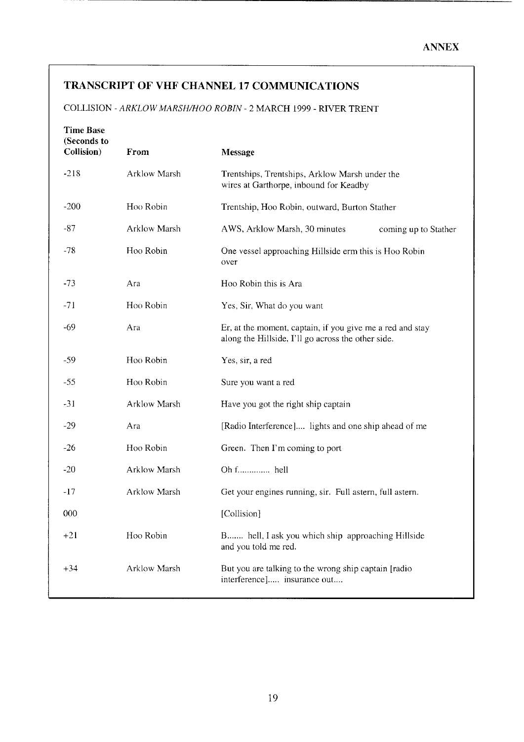**ANNEX**

## TRANSCRIPT OF VHF CHANNEL 17 COMMUNICATIONS

COLLISION - *ARKLOW MARSH/HOO ROBIN* - 2 MARCH 1999 - RIVER TRENT

| Time Base (Seconds to Collision) | From | Message |
|---|---|---|
| -218 | Arklow Marsh | Trentships, Trentships, Arklow Marsh under the wires at Garthorpe, inbound for Keadby |
| -200 | Hoo Robin | Trentship, Hoo Robin, outward, Burton Stather |
| -87 | Arklow Marsh | AWS, Arklow Marsh, 30 minutes coming up to Stather |
| -78 | Hoo Robin | One vessel approaching Hillside erm this is Hoo Robin over |
| -73 | Ara | Hoo Robin this is Ara |
| -71 | Hoo Robin | Yes, Sir, What do you want |
| -69 | Ara | Er, at the moment, captain, if you give me a red and stay along the Hillside, I'll go across the other side. |
| -59 | Hoo Robin | Yes, sir, a red |
| -55 | Hoo Robin | Sure you want a red |
| -31 | Arklow Marsh | Have you got the right ship captain |
| -29 | Ara | [Radio Interference].... lights and one ship ahead of me |
| -26 | Hoo Robin | Green. Then I'm coming to port |
| -20 | Arklow Marsh | Oh f............. hell |
| -17 | Arklow Marsh | Get your engines running, sir. Full astern, full astern. |
| 000 | | [Collision] |
| +21 | Hoo Robin | B....... hell, I ask you which ship approaching Hillside and you told me red. |
| +34 | Arklow Marsh | But you are talking to the wrong ship captain [radio interference]..... insurance out.... |